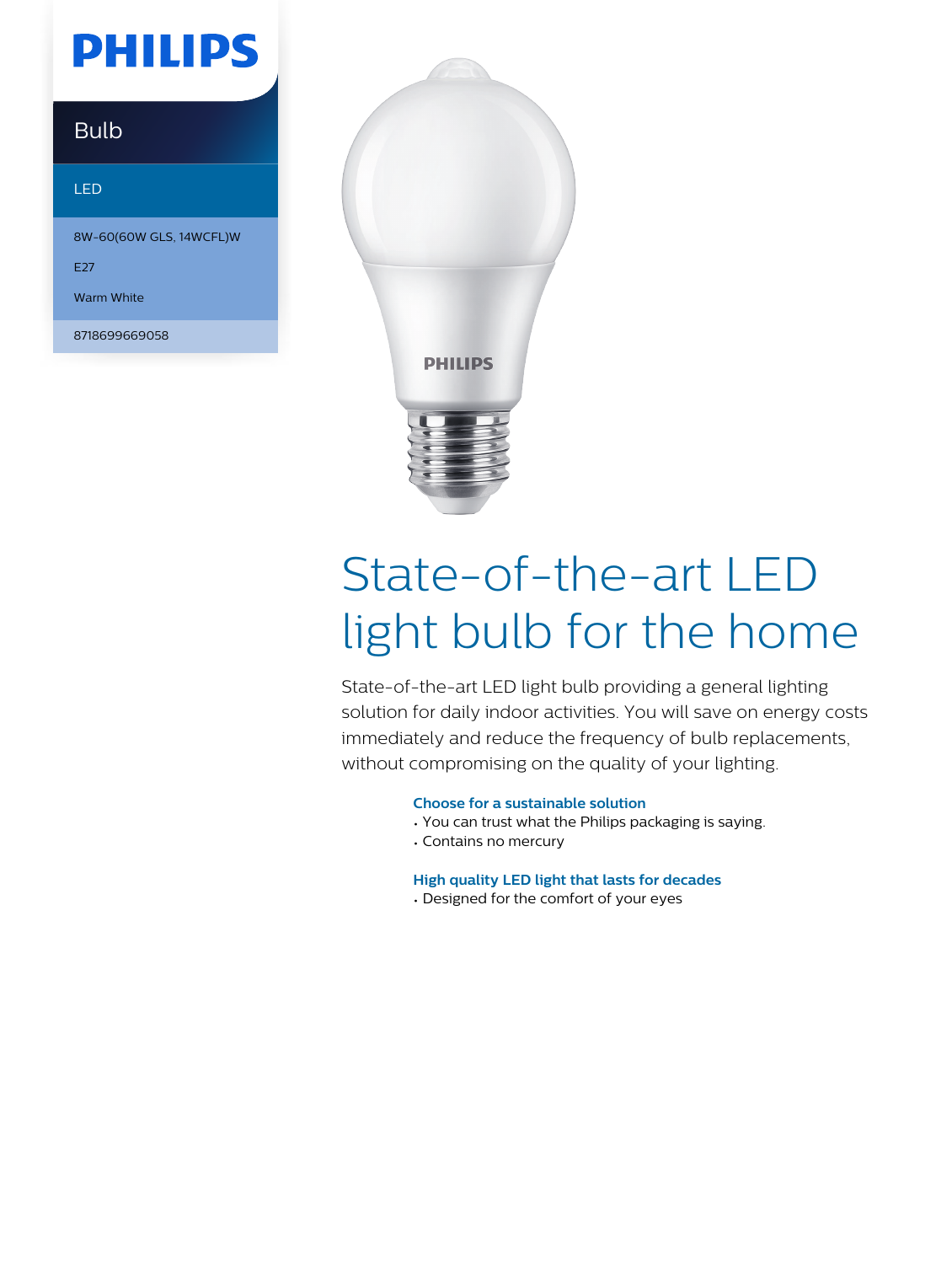PHILIPS

Bulb

LED

8W-60(60W GLS, 14WCFL)W

E27

Warm White

8718699669058

# State-of-the-art LED light bulb for the home

State-of-the-art LED light bulb providing a general lighting solution for daily indoor activities. You will save on energy costs immediately and reduce the frequency of bulb replacements, without compromising on the quality of your lighting.

### Choose for a sustainable solution

- You can trust what the Philips packaging is saying.
- Contains no mercury

### High quality LED light that lasts for decades

- Designed for the comfort of your eyes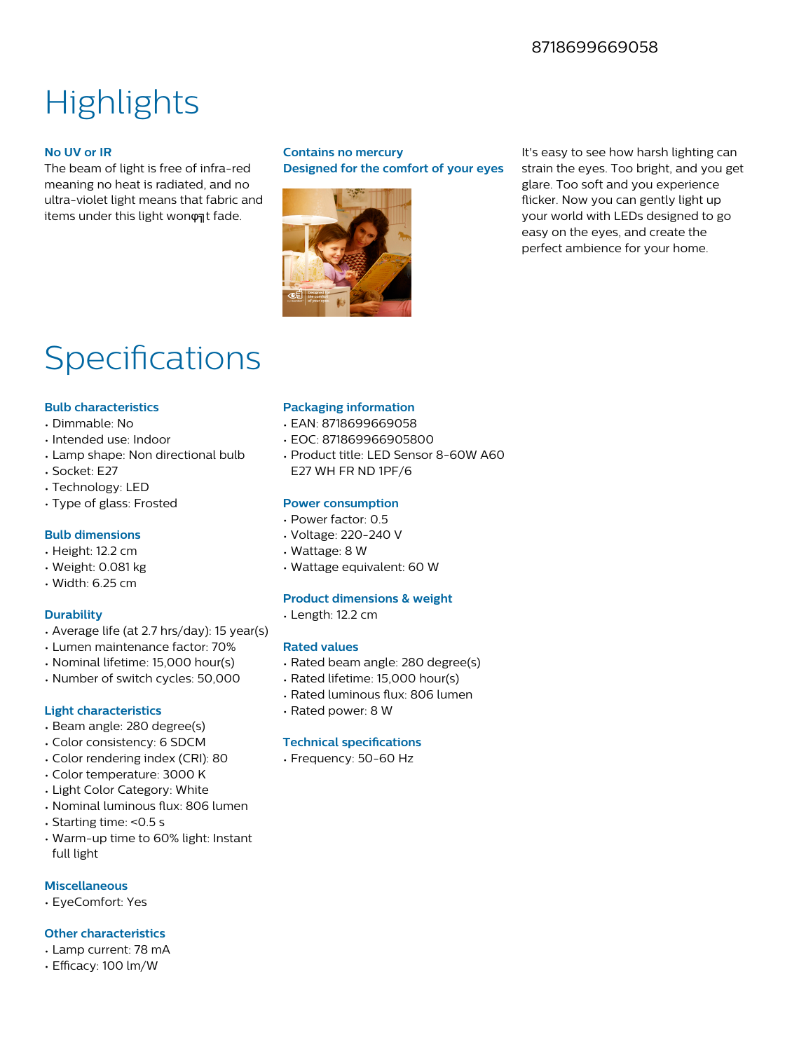8718699669058

# Highlights

### No UV or IR

The beam of light is free of infra-red meaning no heat is radiated, and no ultra-violet light means that fabric and items under this light wonφ╗t fade.

### Contains no mercury

### Designed for the comfort of your eyes

It's easy to see how harsh lighting can strain the eyes. Too bright, and you get glare. Too soft and you experience flicker. Now you can gently light up your world with LEDs designed to go easy on the eyes, and create the perfect ambience for your home.

# Specifications

### Bulb characteristics

- Dimmable: No
- Intended use: Indoor
- Lamp shape: Non directional bulb
- Socket: E27
- Technology: LED
- Type of glass: Frosted

### Bulb dimensions

- Height: 12.2 cm
- Weight: 0.081 kg
- Width: 6.25 cm

### Durability

- Average life (at 2.7 hrs/day): 15 year(s)
- Lumen maintenance factor: 70%
- Nominal lifetime: 15,000 hour(s)
- Number of switch cycles: 50,000

### Light characteristics

- Beam angle: 280 degree(s)
- Color consistency: 6 SDCM
- Color rendering index (CRI): 80
- Color temperature: 3000 K
- Light Color Category: White
- Nominal luminous flux: 806 lumen
- Starting time: <0.5 s
- Warm-up time to 60% light: Instant full light

### Miscellaneous

- EyeComfort: Yes

### Other characteristics

- Lamp current: 78 mA
- Efficacy: 100 lm/W

### Packaging information

- EAN: 8718699669058
- EOC: 871869966905800
- Product title: LED Sensor 8-60W A60 E27 WH FR ND 1PF/6

### Power consumption

- Power factor: 0.5
- Voltage: 220-240 V
- Wattage: 8 W
- Wattage equivalent: 60 W

### Product dimensions & weight

- Length: 12.2 cm

### Rated values

- Rated beam angle: 280 degree(s)
- Rated lifetime: 15,000 hour(s)
- Rated luminous flux: 806 lumen
- Rated power: 8 W

### Technical specifications

- Frequency: 50-60 Hz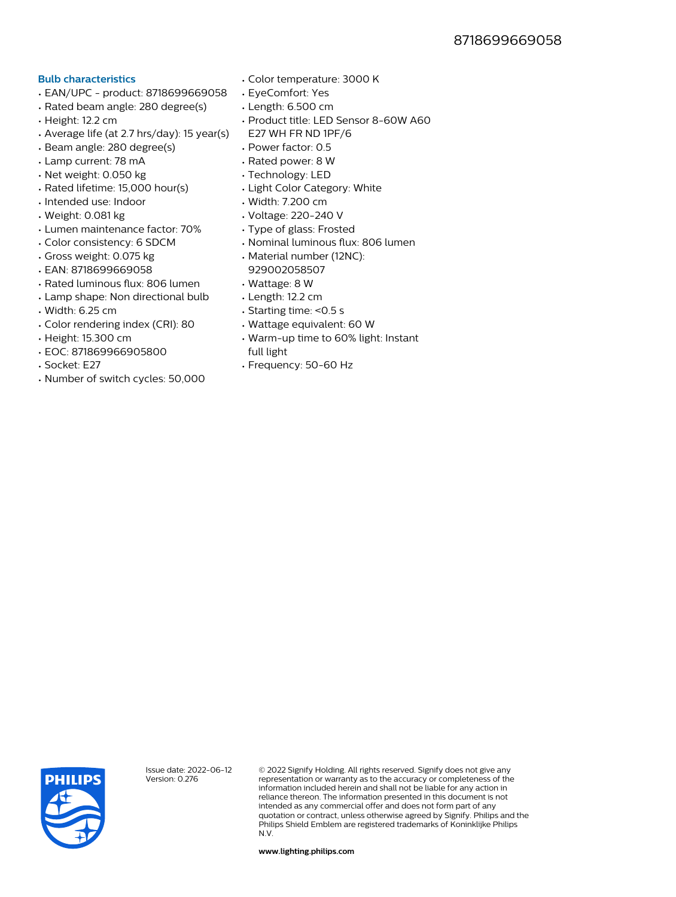## Bulb characteristics

- EAN/UPC - product: 8718699669058
- Rated beam angle: 280 degree(s)
- Height: 12.2 cm
- Average life (at 2.7 hrs/day): 15 year(s)
- Beam angle: 280 degree(s)
- Lamp current: 78 mA
- Net weight: 0.050 kg
- Rated lifetime: 15,000 hour(s)
- Intended use: Indoor
- Weight: 0.081 kg
- Lumen maintenance factor: 70%
- Color consistency: 6 SDCM
- Gross weight: 0.075 kg
- EAN: 8718699669058
- Rated luminous flux: 806 lumen
- Lamp shape: Non directional bulb
- Width: 6.25 cm
- Color rendering index (CRI): 80
- Height: 15.300 cm
- EOC: 871869966905800
- Socket: E27
- Number of switch cycles: 50,000
- Color temperature: 3000 K
- EyeComfort: Yes
- Length: 6.500 cm
- Product title: LED Sensor 8-60W A60 E27 WH FR ND 1PF/6
- Power factor: 0.5
- Rated power: 8 W
- Technology: LED
- Light Color Category: White
- Width: 7.200 cm
- Voltage: 220-240 V
- Type of glass: Frosted
- Nominal luminous flux: 806 lumen
- Material number (12NC): 929002058507
- Wattage: 8 W
- Length: 12.2 cm
- Starting time: <0.5 s
- Wattage equivalent: 60 W
- Warm-up time to 60% light: Instant full light
- Frequency: 50-60 Hz

Issue date: 2022-06-12
Version: 0.276

© 2022 Signify Holding. All rights reserved. Signify does not give any representation or warranty as to the accuracy or completeness of the information included herein and shall not be liable for any action in reliance thereon. The information presented in this document is not intended as any commercial offer and does not form part of any quotation or contract, unless otherwise agreed by Signify. Philips and the Philips Shield Emblem are registered trademarks of Koninklijke Philips N.V.

**www.lighting.philips.com**